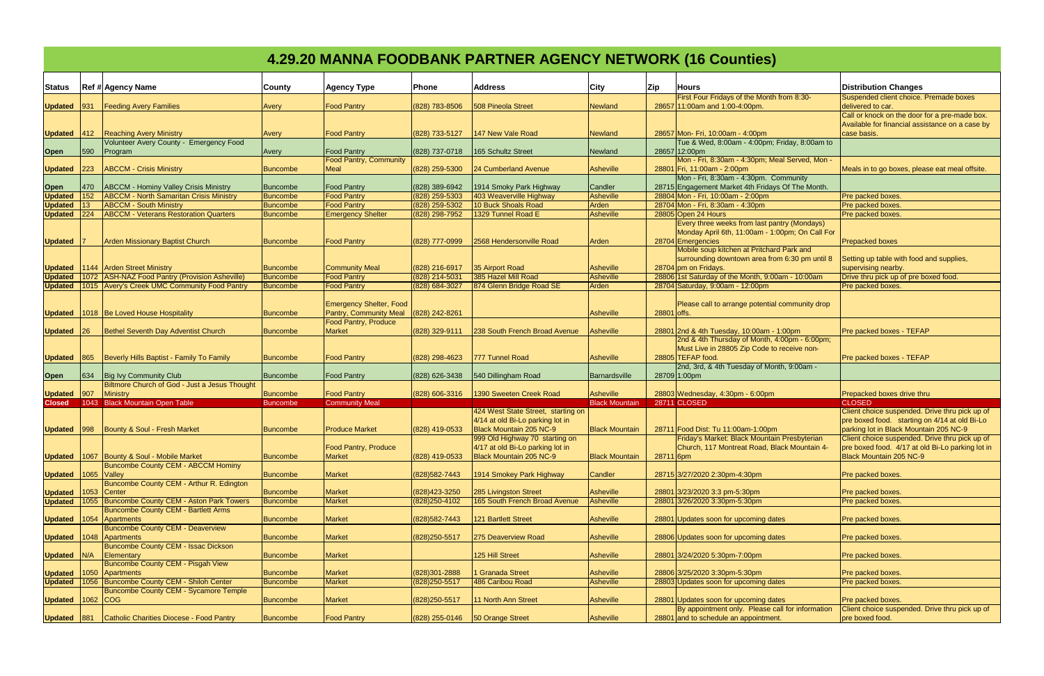# 4.29.20 MANNA FOODBANK PARTNER AGENCY NETWORK (16 Counties)

| Status | Ref # | Agency Name | County | Agency Type | Phone | Address | City | Zip | Hours | Distribution Changes |
|---|---|---|---|---|---|---|---|---|---|---|
| Updated | 931 | Feeding Avery Families | Avery | Food Pantry | (828) 783-8506 | 508 Pineola Street | Newland | 28657 | First Four Fridays of the Month from 8:30-11:00am and 1:00-4:00pm. | Suspended client choice. Premade boxes delivered to car. |
| Updated | 412 | Reaching Avery Ministry | Avery | Food Pantry | (828) 733-5127 | 147 New Vale Road | Newland | 28657 | Mon- Fri, 10:00am - 4:00pm | Call or knock on the door for a pre-made box. Available for financial assistance on a case by case basis. |
| Open | 590 | Volunteer Avery County - Emergency Food Program | Avery | Food Pantry | (828) 737-0718 | 165 Schultz Street | Newland | 28657 | Tue & Wed, 8:00am - 4:00pm; Friday, 8:00am to 12:00pm | |
| Updated | 223 | ABCCM - Crisis Ministry | Buncombe | Food Pantry, Community Meal | (828) 259-5300 | 24 Cumberland Avenue | Asheville | 28801 | Mon - Fri, 8:30am - 4:30pm; Meal Served, Mon - Fri, 11:00am - 2:00pm | Meals in to go boxes, please eat meal offsite. |
| Open | 470 | ABCCM - Hominy Valley Crisis Ministry | Buncombe | Food Pantry | (828) 389-6942 | 1914 Smoky Park Highway | Candler | 28715 | Mon - Fri, 8:30am - 4:30pm. Community Engagement Market 4th Fridays Of The Month. | |
| Updated | 152 | ABCCM - North Samaritan Crisis Ministry | Buncombe | Food Pantry | (828) 259-5303 | 403 Weaverville Highway | Asheville | 28804 | Mon - Fri, 10:00am - 2:00pm | Pre packed boxes. |
| Updated | 13 | ABCCM - South Ministry | Buncombe | Food Pantry | (828) 259-5302 | 10 Buck Shoals Road | Arden | 28704 | Mon - Fri, 8:30am - 4:30pm | Pre packed boxes. |
| Updated | 224 | ABCCM - Veterans Restoration Quarters | Buncombe | Emergency Shelter | (828) 298-7952 | 1329 Tunnel Road E | Asheville | 28805 | Open 24 Hours | Pre packed boxes. |
| Updated | 7 | Arden Missionary Baptist Church | Buncombe | Food Pantry | (828) 777-0999 | 2568 Hendersonville Road | Arden | 28704 | Every three weeks from last pantry (Mondays) Monday April 6th, 11:00am - 1:00pm; On Call For Emergencies | Prepacked boxes |
| Updated | 1144 | Arden Street Ministry | Buncombe | Community Meal | (828) 216-6917 | 35 Airport Road | Asheville | 28704 | Mobile soup kitchen at Pritchard Park and surrounding downtown area from 6:30 pm until 8 pm on Fridays. | Setting up table with food and supplies, supervising nearby. |
| Updated | 1072 | ASH-NAZ Food Pantry (Provision Asheville) | Buncombe | Food Pantry | (828) 214-5031 | 385 Hazel Mill Road | Asheville | 28806 | 1st Saturday of the Month, 9:00am - 10:00am | Drive thru pick up of pre boxed food. |
| Updated | 1015 | Avery's Creek UMC Community Food Pantry | Buncombe | Food Pantry | (828) 684-3027 | 874 Glenn Bridge Road SE | Arden | 28704 | Saturday, 9:00am - 12:00pm | Pre packed boxes. |
| Updated | 1018 | Be Loved House Hospitality | Buncombe | Emergency Shelter, Food Pantry, Community Meal | (828) 242-8261 | | Asheville | 28801 | Please call to arrange potential community drop offs. | |
| Updated | 26 | Bethel Seventh Day Adventist Church | Buncombe | Food Pantry, Produce Market | (828) 329-9111 | 238 South French Broad Avenue | Asheville | 28801 | 2nd & 4th Tuesday, 10:00am - 1:00pm | Pre packed boxes - TEFAP |
| Updated | 865 | Beverly Hills Baptist - Family To Family | Buncombe | Food Pantry | (828) 298-4623 | 777 Tunnel Road | Asheville | 28805 | 2nd & 4th Thursday of Month, 4:00pm - 6:00pm; Must Live in 28805 Zip Code to receive non-TEFAP food. | Pre packed boxes - TEFAP |
| Open | 634 | Big Ivy Community Club | Buncombe | Food Pantry | (828) 626-3438 | 540 Dillingham Road | Barnardsville | 28709 | 2nd, 3rd, & 4th Tuesday of Month, 9:00am - 1:00pm | |
| Updated | 907 | Biltmore Church of God - Just a Jesus Thought Ministry | Buncombe | Food Pantry | (828) 606-3316 | 1390 Sweeten Creek Road | Asheville | 28803 | Wednesday, 4:30pm - 6:00pm | Prepacked boxes drive thru |
| Closed | 1043 | Black Mountain Open Table | Buncombe | Community Meal | | | Black Mountain | 28711 | CLOSED | CLOSED |
| Updated | 998 | Bounty & Soul - Fresh Market | Buncombe | Produce Market | (828) 419-0533 | 424 West State Street, starting on 4/14 at old Bi-Lo parking lot in Black Mountain 205 NC-9 | Black Mountain | 28711 | Food Dist: Tu 11:00am-1:00pm | Client choice suspended. Drive thru pick up of pre boxed food. starting on 4/14 at old Bi-Lo parking lot in Black Mountain 205 NC-9 |
| Updated | 1067 | Bounty & Soul - Mobile Market | Buncombe | Food Pantry, Produce Market | (828) 419-0533 | 999 Old Highway 70 starting on 4/17 at old Bi-Lo parking lot in Black Mountain 205 NC-9 | Black Mountain | 28711 | Friday's Market: Black Mountain Presbyterian Church, 117 Montreat Road, Black Mountain 4-6pm | Client choice suspended. Drive thru pick up of pre boxed food. 4/17 at old Bi-Lo parking lot in Black Mountain 205 NC-9 |
| Updated | 1065 | Buncombe County CEM - ABCCM Hominy Valley | Buncombe | Market | (828)582-7443 | 1914 Smokey Park Highway | Candler | 28715 | 3/27/2020 2:30pm-4:30pm | Pre packed boxes. |
| Updated | 1053 | Buncombe County CEM - Arthur R. Edington Center | Buncombe | Market | (828)423-3250 | 285 Livingston Street | Asheville | 28801 | 3/23/2020 3:3 pm-5:30pm | Pre packed boxes. |
| Updated | 1055 | Buncombe County CEM - Aston Park Towers | Buncombe | Market | (828)250-4102 | 165 South French Broad Avenue | Asheville | 28801 | 3/26/2020 3:30pm-5:30pm | Pre packed boxes. |
| Updated | 1054 | Buncombe County CEM - Bartlett Arms Apartments | Buncombe | Market | (828)582-7443 | 121 Bartlett Street | Asheville | 28801 | Updates soon for upcoming dates | Pre packed boxes. |
| Updated | 1048 | Buncombe County CEM - Deaverview Apartments | Buncombe | Market | (828)250-5517 | 275 Deaverview Road | Asheville | 28806 | Updates soon for upcoming dates | Pre packed boxes. |
| Updated | N/A | Buncombe County CEM - Issac Dickson Elementary | Buncombe | Market | | 125 Hill Street | Asheville | 28801 | 3/24/2020 5:30pm-7:00pm | Pre packed boxes. |
| Updated | 1050 | Buncombe County CEM - Pisgah View Apartments | Buncombe | Market | (828)301-2888 | 1 Granada Street | Asheville | 28806 | 3/25/2020 3:30pm-5:30pm | Pre packed boxes. |
| Updated | 1056 | Buncombe County CEM - Shiloh Center | Buncombe | Market | (828)250-5517 | 486 Caribou Road | Asheville | 28803 | Updates soon for upcoming dates | Pre packed boxes. |
| Updated | 1062 | Buncombe County CEM - Sycamore Temple COG | Buncombe | Market | (828)250-5517 | 11 North Ann Street | Asheville | 28801 | Updates soon for upcoming dates | Pre packed boxes. |
| Updated | 881 | Catholic Charities Diocese - Food Pantry | Buncombe | Food Pantry | (828) 255-0146 | 50 Orange Street | Asheville | 28801 | By appointment only. Please call for information and to schedule an appointment. | Client choice suspended. Drive thru pick up of pre boxed food. |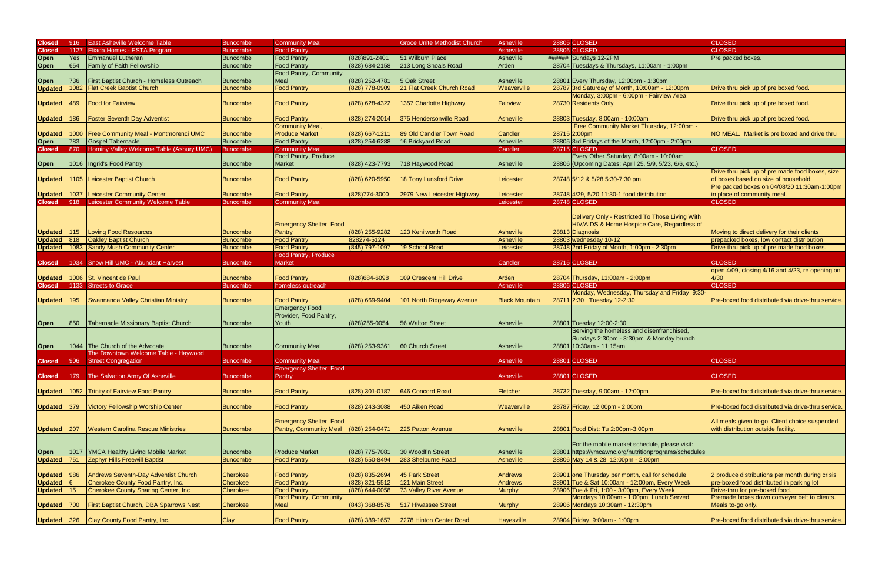| | | | | | | | | | | |
|---|---|---|---|---|---|---|---|---|---|---|
| Closed | 916 | East Asheville Welcome Table | Buncombe | Community Meal | | Groce Unite Methodist Church | Asheville | 28805 | CLOSED | CLOSED |
| Closed | 1127 | Eliada Homes - ESTA Program | Buncombe | Food Pantry | | | Asheville | 28806 | CLOSED | CLOSED |
| Open | Yes | Emmanuel Lutheran | Buncombe | Food Pantry | (828)891-2401 | 51 Wilburn Place | Asheville | ###### | Sundays 12-2PM | Pre packed boxes. |
| Open | 654 | Family of Faith Fellowship | Buncombe | Food Pantry | (828) 684-2158 | 213 Long Shoals Road | Arden | 28704 | Tuesdays & Thursdays, 11:00am - 1:00pm | |
| Open | 736 | First Baptist Church - Homeless Outreach | Buncombe | Food Pantry, Community Meal | (828) 252-4781 | 5 Oak Street | Asheville | 28801 | Every Thursday, 12:00pm - 1:30pm | |
| Updated | 1082 | Flat Creek Baptist Church | Buncombe | Food Pantry | (828) 778-0909 | 21 Flat Creek Church Road | Weaverville | 28787 | 3rd Saturday of Month, 10:00am - 12:00pm | Drive thru pick up of pre boxed food. |
| Updated | 489 | Food for Fairview | Buncombe | Food Pantry | (828) 628-4322 | 1357 Charlotte Highway | Fairview | 28730 | Monday, 3:00pm - 6:00pm - Fairview Area Residents Only | Drive thru pick up of pre boxed food. |
| Updated | 186 | Foster Seventh Day Adventist | Buncombe | Food Pantry | (828) 274-2014 | 375 Hendersonville Road | Asheville | 28803 | Tuesday, 8:00am - 10:00am | Drive thru pick up of pre boxed food. |
| Updated | 1000 | Free Community Meal - Montmorenci UMC | Buncombe | Community Meal, Produce Market | (828) 667-1211 | 89 Old Candler Town Road | Candler | 28715 | Free Community Market Thursday, 12:00pm - 2:00pm | NO MEAL. Market is pre boxed and drive thru |
| Open | 783 | Gospel Tabernacle | Buncombe | Food Pantry | (828) 254-6288 | 16 Brickyard Road | Asheville | 28805 | 3rd Fridays of the Month, 12:00pm - 2:00pm | |
| Closed | 870 | Hominy Valley Welcome Table (Asbury UMC) | Buncombe | Community Meal | | | Candler | 28715 | CLOSED | CLOSED |
| Open | 1016 | Ingrid's Food Pantry | Buncombe | Food Pantry, Produce Market | (828) 423-7793 | 718 Haywood Road | Asheville | 28806 | Every Other Saturday, 8:00am - 10:00am (Upcoming Dates: April 25, 5/9, 5/23, 6/6, etc.) | |
| Updated | 1105 | Leicester Baptist Church | Buncombe | Food Pantry | (828) 620-5950 | 18 Tony Lunsford Drive | Leicester | 28748 | 5/12 & 5/28 5:30-7:30 pm | Drive thru pick up of pre made food boxes, size of boxes based on size of household. |
| Updated | 1037 | Leicester Community Center | Buncombe | Food Pantry | (828)774-3000 | 2979 New Leicester Highway | Leicester | 28748 | 4/29, 5/20 11:30-1 food distribution | Pre packed boxes on 04/08/20 11:30am-1:00pm in place of community meal. |
| Closed | 918 | Leicester Community Welcome Table | Buncombe | Community Meal | | | Leicester | 28748 | CLOSED | CLOSED |
| Updated | 115 | Loving Food Resources | Buncombe | Emergency Shelter, Food Pantry | (828) 255-9282 | 123 Kenilworth Road | Asheville | 28813 | Delivery Only - Restricted To Those Living With HIV/AIDS & Home Hospice Care, Regardless of Diagnosis | Moving to direct delivery for their clients |
| Updated | 818 | Oakley Baptist Church | Buncombe | Food Pantry | 828274-5124 | | Asheville | 28803 | wednesday 10-12 | prepacked boxes, low contact distribution |
| Updated | 1083 | Sandy Mush Community Center | Buncombe | Food Pantry | (845) 797-1097 | 19 School Road | Leicester | 28748 | 2nd Friday of Month, 1:00pm - 2:30pm | Drive thru pick up of pre made food boxes. |
| Closed | 1034 | Snow Hill UMC - Abundant Harvest | Buncombe | Food Pantry, Produce Market | | | Candler | 28715 | CLOSED | CLOSED |
| Updated | 1006 | St. Vincent de Paul | Buncombe | Food Pantry | (828)684-6098 | 109 Crescent Hill Drive | Arden | 28704 | Thursday, 11:00am - 2:00pm | open 4/09, closing 4/16 and 4/23, re opening on 4/30 |
| Closed | 1133 | Streets to Grace | Buncombe | homeless outreach | | | Asheville | 28806 | CLOSED | CLOSED |
| Updated | 195 | Swannanoa Valley Christian Ministry | Buncombe | Food Pantry | (828) 669-9404 | 101 North Ridgeway Avenue | Black Mountain | 28711 | Monday, Wednesday, Thursday and Friday 9:30-2:30 Tuesday 12-2:30 | Pre-boxed food distributed via drive-thru service. |
| Open | 850 | Tabernacle Missionary Baptist Church | Buncombe | Emergency Food Provider, Food Pantry, Youth | (828)255-0054 | 56 Walton Street | Asheville | 28801 | Tuesday 12:00-2:30 | |
| Open | 1044 | The Church of the Advocate | Buncombe | Community Meal | (828) 253-9361 | 60 Church Street | Asheville | 28801 | Serving the homeless and disenfranchised, Sundays 2:30pm - 3:30pm & Monday brunch 10:30am - 11:15am | |
| Closed | 906 | The Downtown Welcome Table - Haywood Street Congregation | Buncombe | Community Meal | | | Asheville | 28801 | CLOSED | CLOSED |
| Closed | 179 | The Salvation Army Of Asheville | Buncombe | Emergency Shelter, Food Pantry | | | Asheville | 28801 | CLOSED | CLOSED |
| Updated | 1052 | Trinity of Fairview Food Pantry | Buncombe | Food Pantry | (828) 301-0187 | 646 Concord Road | Fletcher | 28732 | Tuesday, 9:00am - 12:00pm | Pre-boxed food distributed via drive-thru service. |
| Updated | 379 | Victory Fellowship Worship Center | Buncombe | Food Pantry | (828) 243-3088 | 450 Aiken Road | Weaverville | 28787 | Friday, 12:00pm - 2:00pm | Pre-boxed food distributed via drive-thru service. |
| Updated | 207 | Western Carolina Rescue Ministries | Buncombe | Emergency Shelter, Food Pantry, Community Meal | (828) 254-0471 | 225 Patton Avenue | Asheville | 28801 | Food Dist: Tu 2:00pm-3:00pm | All meals given to-go. Client choice suspended with distribution outside facility. |
| Open | 1017 | YMCA Healthy Living Mobile Market | Buncombe | Produce Market | (828) 775-7081 | 30 Woodfin Street | Asheville | 28801 | For the mobile market schedule, please visit: https://ymcawnc.org/nutritionprograms/schedules | |
| Updated | 751 | Zephyr Hills Freewill Baptist | Buncombe | Food Pantry | (828) 550-8494 | 283 Shelburne Road | Asheville | 28806 | May 14 & 28 12:00pm - 2:00pm | |
| Updated | 986 | Andrews Seventh-Day Adventist Church | Cherokee | Food Pantry | (828) 835-2694 | 45 Park Street | Andrews | 28901 | one Thursday per month, call for schedule | 2 produce distributions per month during crisis |
| Updated | 6 | Cherokee County Food Pantry, Inc. | Cherokee | Food Pantry | (828) 321-5512 | 121 Main Street | Andrews | 28901 | Tue & Sat 10:00am - 12:00pm, Every Week | pre-boxed food distributed in parking lot |
| Updated | 15 | Cherokee County Sharing Center, Inc. | Cherokee | Food Pantry | (828) 644-0058 | 73 Valley River Avenue | Murphy | 28906 | Tue & Fri, 1:00 - 3:00pm, Every Week | Drive-thru for pre-boxed food. |
| Updated | 700 | First Baptist Church, DBA Sparrows Nest | Cherokee | Food Pantry, Community Meal | (843) 368-8578 | 517 Hiwassee Street | Murphy | 28906 | Mondays 10:00am - 1:00pm; Lunch Served Mondays 10:30am - 12:30pm | Premade boxes down conveyer belt to clients. Meals to-go only. |
| Updated | 326 | Clay County Food Pantry, Inc. | Clay | Food Pantry | (828) 389-1657 | 2278 Hinton Center Road | Hayesville | 28904 | Friday, 9:00am - 1:00pm | Pre-boxed food distributed via drive-thru service. |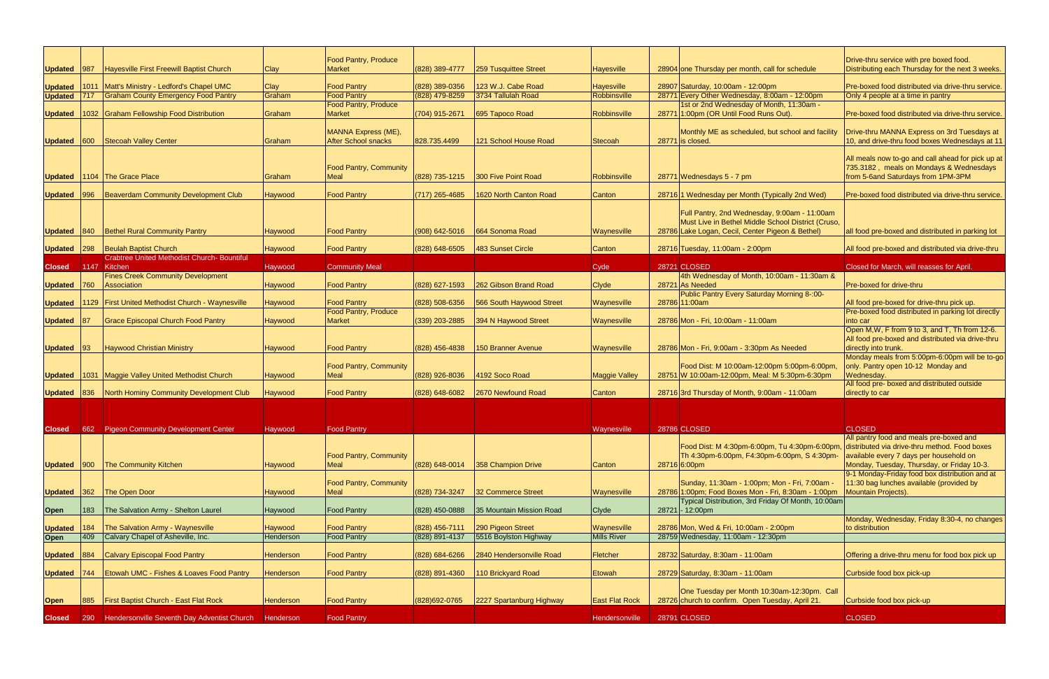| Updated | 987 | Hayesville First Freewill Baptist Church | Clay | Food Pantry, Produce Market | (828) 389-4777 | 259 Tusquittee Street | Hayesville | 28904 | one Thursday per month, call for schedule | Drive-thru service with pre boxed food. Distributing each Thursday for the next 3 weeks. |
|---|---|---|---|---|---|---|---|---|---|---|
| Updated | 1011 | Matt's Ministry - Ledford's Chapel UMC | Clay | Food Pantry | (828) 389-0356 | 123 W.J. Cabe Road | Hayesville | 28907 | Saturday, 10:00am - 12:00pm | Pre-boxed food distributed via drive-thru service. |
| Updated | 717 | Graham County Emergency Food Pantry | Graham | Food Pantry | (828) 479-8259 | 3734 Tallulah Road | Robbinsville | 28771 | Every Other Wednesday, 8:00am - 12:00pm | Only 4 people at a time in pantry |
| Updated | 1032 | Graham Fellowship Food Distribution | Graham | Food Pantry, Produce Market | (704) 915-2671 | 695 Tapoco Road | Robbinsville | 28771 | 1st or 2nd Wednesday of Month, 11:30am - 1:00pm (OR Until Food Runs Out). | Pre-boxed food distributed via drive-thru service. |
| Updated | 600 | Stecoah Valley Center | Graham | MANNA Express (ME), After School snacks | 828.735.4499 | 121 School House Road | Stecoah | 28771 | Monthly ME as scheduled, but school and facility is closed. | Drive-thru MANNA Express on 3rd Tuesdays at 10, and drive-thru food boxes Wednesdays at 11 |
| Updated | 1104 | The Grace Place | Graham | Food Pantry, Community Meal | (828) 735-1215 | 300 Five Point Road | Robbinsville | 28771 | Wednesdays 5 - 7 pm | All meals now to-go and call ahead for pick up at 735.3182 , meals on Mondays & Wednesdays from 5-6and Saturdays from 1PM-3PM |
| Updated | 996 | Beaverdam Community Development Club | Haywood | Food Pantry | (717) 265-4685 | 1620 North Canton Road | Canton | 28716 | 1 Wednesday per Month (Typically 2nd Wed) | Pre-boxed food distributed via drive-thru service. |
| Updated | 840 | Bethel Rural Community Pantry | Haywood | Food Pantry | (908) 642-5016 | 664 Sonoma Road | Waynesville | 28786 | Full Pantry, 2nd Wednesday, 9:00am - 11:00am Must Live in Bethel Middle School District (Cruso, Lake Logan, Cecil, Center Pigeon & Bethel) | all food pre-boxed and distributed in parking lot |
| Updated | 298 | Beulah Baptist Church | Haywood | Food Pantry | (828) 648-6505 | 483 Sunset Circle | Canton | 28716 | Tuesday, 11:00am - 2:00pm | All food pre-boxed and distributed via drive-thru |
| Closed | 1147 | Crabtree United Methodist Church- Bountiful Kitchen | Haywood | Community Meal | | | Cyde | 28721 | CLOSED | Closed for March, will reasses for April. |
| Updated | 760 | Fines Creek Community Development Association | Haywood | Food Pantry | (828) 627-1593 | 262 Gibson Brand Road | Clyde | 28721 | 4th Wednesday of Month, 10:00am - 11:30am & As Needed | Pre-boxed for drive-thru |
| Updated | 1129 | First United Methodist Church - Waynesville | Haywood | Food Pantry | (828) 508-6356 | 566 South Haywood Street | Waynesville | 28786 | Public Pantry Every Saturday Morning 8-:00-11:00am | All food pre-boxed for drive-thru pick up. |
| Updated | 87 | Grace Episcopal Church Food Pantry | Haywood | Food Pantry, Produce Market | (339) 203-2885 | 394 N Haywood Street | Waynesville | 28786 | Mon - Fri, 10:00am - 11:00am | Pre-boxed food distributed in parking lot directly into car |
| Updated | 93 | Haywood Christian Ministry | Haywood | Food Pantry | (828) 456-4838 | 150 Branner Avenue | Waynesville | 28786 | Mon - Fri, 9:00am - 3:30pm As Needed | Open M,W, F from 9 to 3, and T, Th from 12-6. All food pre-boxed and distributed via drive-thru directly into trunk. |
| Updated | 1031 | Maggie Valley United Methodist Church | Haywood | Food Pantry, Community Meal | (828) 926-8036 | 4192 Soco Road | Maggie Valley | 28751 | Food Dist: M 10:00am-12:00pm 5:00pm-6:00pm, W 10:00am-12:00pm, Meal: M 5:30pm-6:30pm | Monday meals from 5:00pm-6:00pm will be to-go only. Pantry open 10-12 Monday and Wednesday. |
| Updated | 836 | North Hominy Community Development Club | Haywood | Food Pantry | (828) 648-6082 | 2670 Newfound Road | Canton | 28716 | 3rd Thursday of Month, 9:00am - 11:00am | All food pre- boxed and distributed outside directly to car |
| Closed | 662 | Pigeon Community Development Center | Haywood | Food Pantry | | | Waynesville | 28786 | CLOSED | CLOSED |
| Updated | 900 | The Community Kitchen | Haywood | Food Pantry, Community Meal | (828) 648-0014 | 358 Champion Drive | Canton | 28716 | Food Dist: M 4:30pm-6:00pm, Tu 4:30pm-6:00pm, Th 4:30pm-6:00pm, F4:30pm-6:00pm, S 4:30pm-6:00pm | All pantry food and meals pre-boxed and distributed via drive-thru method. Food boxes available every 7 days per household on Monday, Tuesday, Thursday, or Friday 10-3. |
| Updated | 362 | The Open Door | Haywood | Food Pantry, Community Meal | (828) 734-3247 | 32 Commerce Street | Waynesville | 28786 | Sunday, 11:30am - 1:00pm; Mon - Fri, 7:00am - 1:00pm; Food Boxes Mon - Fri, 8:30am - 1:00pm | 9-1 Monday-Friday food box distribution and at 11:30 bag lunches available (provided by Mountain Projects). |
| Open | 183 | The Salvation Army - Shelton Laurel | Haywood | Food Pantry | (828) 450-0888 | 35 Mountain Mission Road | Clyde | 28721 | Typical Distribution, 3rd Friday Of Month, 10:00am - 12:00pm | |
| Updated | 184 | The Salvation Army - Waynesville | Haywood | Food Pantry | (828) 456-7111 | 290 Pigeon Street | Waynesville | 28786 | Mon, Wed & Fri, 10:00am - 2:00pm | Monday, Wednesday, Friday 8:30-4, no changes to distribution |
| Open | 409 | Calvary Chapel of Asheville, Inc. | Henderson | Food Pantry | (828) 891-4137 | 5516 Boylston Highway | Mills River | 28759 | Wednesday, 11:00am - 12:30pm | |
| Updated | 884 | Calvary Episcopal Food Pantry | Henderson | Food Pantry | (828) 684-6266 | 2840 Hendersonville Road | Fletcher | 28732 | Saturday, 8:30am - 11:00am | Offering a drive-thru menu for food box pick up |
| Updated | 744 | Etowah UMC - Fishes & Loaves Food Pantry | Henderson | Food Pantry | (828) 891-4360 | 110 Brickyard Road | Etowah | 28729 | Saturday, 8:30am - 11:00am | Curbside food box pick-up |
| Open | 885 | First Baptist Church - East Flat Rock | Henderson | Food Pantry | (828)692-0765 | 2227 Spartanburg Highway | East Flat Rock | 28726 | One Tuesday per Month 10:30am-12:30pm. Call church to confirm. Open Tuesday, April 21. | Curbside food box pick-up |
| Closed | 290 | Hendersonville Seventh Day Adventist Church | Henderson | Food Pantry | | | Hendersonville | 28791 | CLOSED | CLOSED |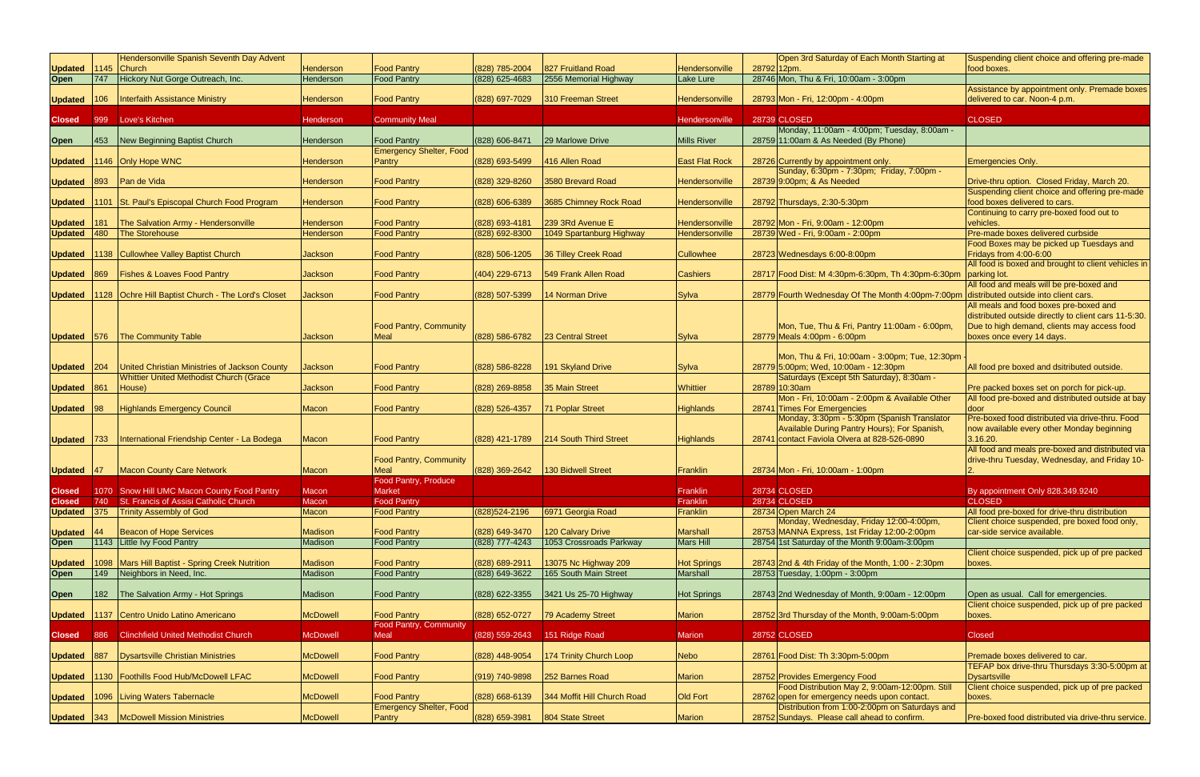| Updated | 1145 | Hendersonville Spanish Seventh Day Advent Church | Henderson | Food Pantry | (828) 785-2004 | 827 Fruitland Road | Hendersonville | 28792 | Open 3rd Saturday of Each Month Starting at 12pm. | Suspending client choice and offering pre-made food boxes. |
|---|---|---|---|---|---|---|---|---|---|---|
| Open | 747 | Hickory Nut Gorge Outreach, Inc. | Henderson | Food Pantry | (828) 625-4683 | 2556 Memorial Highway | Lake Lure | 28746 | Mon, Thu & Fri, 10:00am - 3:00pm | |
| Updated | 106 | Interfaith Assistance Ministry | Henderson | Food Pantry | (828) 697-7029 | 310 Freeman Street | Hendersonville | 28793 | Mon - Fri, 12:00pm - 4:00pm | Assistance by appointment only. Premade boxes delivered to car. Noon-4 p.m. |
| Closed | 999 | Love's Kitchen | Henderson | Community Meal | | | Hendersonville | 28739 | CLOSED | CLOSED |
| Open | 453 | New Beginning Baptist Church | Henderson | Food Pantry | (828) 606-8471 | 29 Marlowe Drive | Mills River | 28759 | Monday, 11:00am - 4:00pm; Tuesday, 8:00am - 11:00am & As Needed (By Phone) | |
| Updated | 1146 | Only Hope WNC | Henderson | Emergency Shelter, Food Pantry | (828) 693-5499 | 416 Allen Road | East Flat Rock | 28726 | Currently by appointment only. | Emergencies Only. |
| Updated | 893 | Pan de Vida | Henderson | Food Pantry | (828) 329-8260 | 3580 Brevard Road | Hendersonville | 28739 | Sunday, 6:30pm - 7:30pm; Friday, 7:00pm - 9:00pm; & As Needed | Drive-thru option. Closed Friday, March 20. |
| Updated | 1101 | St. Paul's Episcopal Church Food Program | Henderson | Food Pantry | (828) 606-6389 | 3685 Chimney Rock Road | Hendersonville | 28792 | Thursdays, 2:30-5:30pm | Suspending client choice and offering pre-made food boxes delivered to cars. |
| Updated | 181 | The Salvation Army - Hendersonville | Henderson | Food Pantry | (828) 693-4181 | 239 3Rd Avenue E | Hendersonville | 28792 | Mon - Fri, 9:00am - 12:00pm | Continuing to carry pre-boxed food out to vehicles. |
| Updated | 480 | The Storehouse | Henderson | Food Pantry | (828) 692-8300 | 1049 Spartanburg Highway | Hendersonville | 28739 | Wed - Fri, 9:00am - 2:00pm | Pre-made boxes delivered curbside |
| Updated | 1138 | Cullowhee Valley Baptist Church | Jackson | Food Pantry | (828) 506-1205 | 36 Tilley Creek Road | Cullowhee | 28723 | Wednesdays 6:00-8:00pm | Food Boxes may be picked up Tuesdays and Fridays from 4:00-6:00 |
| Updated | 869 | Fishes & Loaves Food Pantry | Jackson | Food Pantry | (404) 229-6713 | 549 Frank Allen Road | Cashiers | 28717 | Food Dist: M 4:30pm-6:30pm, Th 4:30pm-6:30pm | All food is boxed and brought to client vehicles in parking lot. |
| Updated | 1128 | Ochre Hill Baptist Church - The Lord's Closet | Jackson | Food Pantry | (828) 507-5399 | 14 Norman Drive | Sylva | 28779 | Fourth Wednesday Of The Month 4:00pm-7:00pm | All food and meals will be pre-boxed and distributed outside into client cars. |
| Updated | 576 | The Community Table | Jackson | Food Pantry, Community Meal | (828) 586-6782 | 23 Central Street | Sylva | 28779 | Mon, Tue, Thu & Fri, Pantry 11:00am - 6:00pm, Meals 4:00pm - 6:00pm | All meals and food boxes pre-boxed and distributed outside directly to client cars 11-5:30. Due to high demand, clients may access food boxes once every 14 days. |
| Updated | 204 | United Christian Ministries of Jackson County | Jackson | Food Pantry | (828) 586-8228 | 191 Skyland Drive | Sylva | 28779 | Mon, Thu & Fri, 10:00am - 3:00pm; Tue, 12:30pm - 5:00pm; Wed, 10:00am - 12:30pm | All food pre boxed and dsitributed outside. |
| Updated | 861 | Whittier United Methodist Church (Grace House) | Jackson | Food Pantry | (828) 269-8858 | 35 Main Street | Whittier | 28789 | Saturdays (Except 5th Saturday), 8:30am - 10:30am | Pre packed boxes set on porch for pick-up. |
| Updated | 98 | Highlands Emergency Council | Macon | Food Pantry | (828) 526-4357 | 71 Poplar Street | Highlands | 28741 | Mon - Fri, 10:00am - 2:00pm & Available Other Times For Emergencies | All food pre-boxed and distributed outside at bay door |
| Updated | 733 | International Friendship Center - La Bodega | Macon | Food Pantry | (828) 421-1789 | 214 South Third Street | Highlands | 28741 | Monday, 3:30pm - 5:30pm (Spanish Translator Available During Pantry Hours); For Spanish, contact Faviola Olvera at 828-526-0890 | Pre-boxed food distributed via drive-thru. Food now available every other Monday beginning 3.16.20. |
| Updated | 47 | Macon County Care Network | Macon | Food Pantry, Community Meal | (828) 369-2642 | 130 Bidwell Street | Franklin | 28734 | Mon - Fri, 10:00am - 1:00pm | All food and meals pre-boxed and distributed via drive-thru Tuesday, Wednesday, and Friday 10-2. |
| Closed | 1070 | Snow Hill UMC Macon County Food Pantry | Macon | Food Pantry, Produce Market | | | Franklin | 28734 | CLOSED | By appointment Only 828.349.9240 |
| Closed | 740 | St. Francis of Assisi Catholic Church | Macon | Food Pantry | | | Franklin | 28734 | CLOSED | CLOSED |
| Updated | 375 | Trinity Assembly of God | Macon | Food Pantry | (828)524-2196 | 6971 Georgia Road | Franklin | 28734 | Open March 24 | All food pre-boxed for drive-thru distribution |
| Updated | 44 | Beacon of Hope Services | Madison | Food Pantry | (828) 649-3470 | 120 Calvary Drive | Marshall | 28753 | Monday, Wednesday, Friday 12:00-4:00pm, MANNA Express, 1st Friday 12:00-2:00pm | Client choice suspended, pre boxed food only, car-side service available. |
| Open | 1143 | Little Ivy Food Pantry | Madison | Food Pantry | (828) 777-4243 | 1053 Crossroads Parkway | Mars Hill | 28754 | 1st Saturday of the Month 9:00am-3:00pm | |
| Updated | 1098 | Mars Hill Baptist - Spring Creek Nutrition | Madison | Food Pantry | (828) 689-2911 | 13075 Nc Highway 209 | Hot Springs | 28743 | 2nd & 4th Friday of the Month, 1:00 - 2:30pm | Client choice suspended, pick up of pre packed boxes. |
| Open | 149 | Neighbors in Need, Inc. | Madison | Food Pantry | (828) 649-3622 | 165 South Main Street | Marshall | 28753 | Tuesday, 1:00pm - 3:00pm | |
| Open | 182 | The Salvation Army - Hot Springs | Madison | Food Pantry | (828) 622-3355 | 3421 Us 25-70 Highway | Hot Springs | 28743 | 2nd Wednesday of Month, 9:00am - 12:00pm | Open as usual. Call for emergencies. |
| Updated | 1137 | Centro Unido Latino Americano | McDowell | Food Pantry | (828) 652-0727 | 79 Academy Street | Marion | 28752 | 3rd Thursday of the Month, 9:00am-5:00pm | Client choice suspended, pick up of pre packed boxes. |
| Closed | 886 | Clinchfield United Methodist Church | McDowell | Food Pantry, Community Meal | (828) 559-2643 | 151 Ridge Road | Marion | 28752 | CLOSED | Closed |
| Updated | 887 | Dysartsville Christian Ministries | McDowell | Food Pantry | (828) 448-9054 | 174 Trinity Church Loop | Nebo | 28761 | Food Dist: Th 3:30pm-5:00pm | Premade boxes delivered to car. |
| Updated | 1130 | Foothills Food Hub/McDowell LFAC | McDowell | Food Pantry | (919) 740-9898 | 252 Barnes Road | Marion | 28752 | Provides Emergency Food | TEFAP box drive-thru Thursdays 3:30-5:00pm at Dysartsville |
| Updated | 1096 | Living Waters Tabernacle | McDowell | Food Pantry | (828) 668-6139 | 344 Moffit Hill Church Road | Old Fort | 28762 | Food Distribution May 2, 9:00am-12:00pm. Still open for emergency needs upon contact. | Client choice suspended, pick up of pre packed boxes. |
| Updated | 343 | McDowell Mission Ministries | McDowell | Emergency Shelter, Food Pantry | (828) 659-3981 | 804 State Street | Marion | 28752 | Distribution from 1:00-2:00pm on Saturdays and Sundays. Please call ahead to confirm. | Pre-boxed food distributed via drive-thru service. |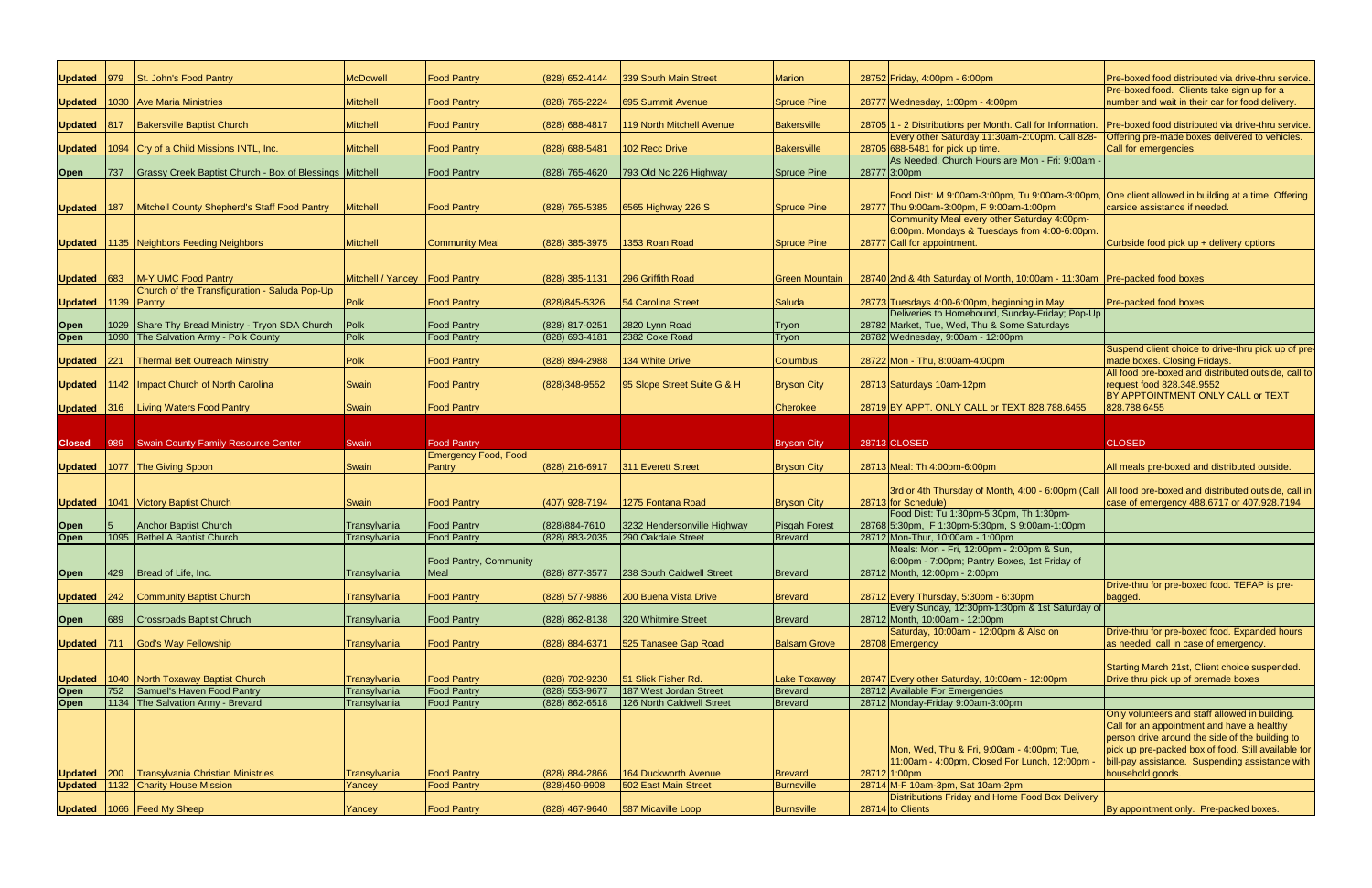| Updated | 979 | St. John's Food Pantry | McDowell | Food Pantry | (828) 652-4144 | 339 South Main Street | Marion | 28752 | Friday, 4:00pm - 6:00pm | Pre-boxed food distributed via drive-thru service. |
|---|---|---|---|---|---|---|---|---|---|---|
| Updated | 1030 | Ave Maria Ministries | Mitchell | Food Pantry | (828) 765-2224 | 695 Summit Avenue | Spruce Pine | 28777 | Wednesday, 1:00pm - 4:00pm | Pre-boxed food. Clients take sign up for a number and wait in their car for food delivery. |
| Updated | 817 | Bakersville Baptist Church | Mitchell | Food Pantry | (828) 688-4817 | 119 North Mitchell Avenue | Bakersville | 28705 | 1 - 2 Distributions per Month. Call for Information. | Pre-boxed food distributed via drive-thru service. |
| Updated | 1094 | Cry of a Child Missions INTL, Inc. | Mitchell | Food Pantry | (828) 688-5481 | 102 Recc Drive | Bakersville | 28705 | Every other Saturday 11:30am-2:00pm. Call 828-688-5481 for pick up time. | Offering pre-made boxes delivered to vehicles. Call for emergencies. |
| Open | 737 | Grassy Creek Baptist Church - Box of Blessings | Mitchell | Food Pantry | (828) 765-4620 | 793 Old Nc 226 Highway | Spruce Pine | 28777 | As Needed. Church Hours are Mon - Fri: 9:00am - 3:00pm | |
| Updated | 187 | Mitchell County Shepherd's Staff Food Pantry | Mitchell | Food Pantry | (828) 765-5385 | 6565 Highway 226 S | Spruce Pine | 28777 | Food Dist: M 9:00am-3:00pm, Tu 9:00am-3:00pm, Thu 9:00am-3:00pm, F 9:00am-1:00pm | One client allowed in building at a time. Offering carside assistance if needed. |
| Updated | 1135 | Neighbors Feeding Neighbors | Mitchell | Community Meal | (828) 385-3975 | 1353 Roan Road | Spruce Pine | 28777 | Community Meal every other Saturday 4:00pm-6:00pm. Mondays & Tuesdays from 4:00-6:00pm. Call for appointment. | Curbside food pick up + delivery options |
| Updated | 683 | M-Y UMC Food Pantry | Mitchell / Yancey | Food Pantry | (828) 385-1131 | 296 Griffith Road | Green Mountain | 28740 | 2nd & 4th Saturday of Month, 10:00am - 11:30am | Pre-packed food boxes |
| Updated | 1139 | Church of the Transfiguration - Saluda Pop-Up Pantry | Polk | Food Pantry | (828)845-5326 | 54 Carolina Street | Saluda | 28773 | Tuesdays 4:00-6:00pm, beginning in May | Pre-packed food boxes |
| Open | 1029 | Share Thy Bread Ministry - Tryon SDA Church | Polk | Food Pantry | (828) 817-0251 | 2820 Lynn Road | Tryon | 28782 | Deliveries to Homebound, Sunday-Friday; Pop-Up Market, Tue, Wed, Thu & Some Saturdays | |
| Open | 1090 | The Salvation Army - Polk County | Polk | Food Pantry | (828) 693-4181 | 2382 Coxe Road | Tryon | 28782 | Wednesday, 9:00am - 12:00pm | |
| Updated | 221 | Thermal Belt Outreach Ministry | Polk | Food Pantry | (828) 894-2988 | 134 White Drive | Columbus | 28722 | Mon - Thu, 8:00am-4:00pm | Suspend client choice to drive-thru pick up of pre-made boxes. Closing Fridays. |
| Updated | 1142 | Impact Church of North Carolina | Swain | Food Pantry | (828)348-9552 | 95 Slope Street Suite G & H | Bryson City | 28713 | Saturdays 10am-12pm | All food pre-boxed and distributed outside, call to request food 828.348.9552 |
| Updated | 316 | Living Waters Food Pantry | Swain | Food Pantry | | | Cherokee | 28719 | BY APPT. ONLY CALL or TEXT 828.788.6455 | BY APPTOINTMENT ONLY CALL or TEXT 828.788.6455 |
| Closed | 989 | Swain County Family Resource Center | Swain | Food Pantry | | | Bryson City | 28713 | CLOSED | CLOSED |
| Updated | 1077 | The Giving Spoon | Swain | Emergency Food, Food Pantry | (828) 216-6917 | 311 Everett Street | Bryson City | 28713 | Meal: Th 4:00pm-6:00pm | All meals pre-boxed and distributed outside. |
| Updated | 1041 | Victory Baptist Church | Swain | Food Pantry | (407) 928-7194 | 1275 Fontana Road | Bryson City | 28713 | 3rd or 4th Thursday of Month, 4:00 - 6:00pm (Call for Schedule) | All food pre-boxed and distributed outside, call in case of emergency 488.6717 or 407.928.7194 |
| Open | 5 | Anchor Baptist Church | Transylvania | Food Pantry | (828)884-7610 | 3232 Hendersonville Highway | Pisgah Forest | 28768 | Food Dist: Tu 1:30pm-5:30pm, Th 1:30pm-5:30pm, F 1:30pm-5:30pm, S 9:00am-1:00pm | |
| Open | 1095 | Bethel A Baptist Church | Transylvania | Food Pantry | (828) 883-2035 | 290 Oakdale Street | Brevard | 28712 | Mon-Thur, 10:00am - 1:00pm | |
| Open | 429 | Bread of Life, Inc. | Transylvania | Food Pantry, Community Meal | (828) 877-3577 | 238 South Caldwell Street | Brevard | 28712 | Meals: Mon - Fri, 12:00pm - 2:00pm & Sun, 6:00pm - 7:00pm; Pantry Boxes, 1st Friday of Month, 12:00pm - 2:00pm | |
| Updated | 242 | Community Baptist Church | Transylvania | Food Pantry | (828) 577-9886 | 200 Buena Vista Drive | Brevard | 28712 | Every Thursday, 5:30pm - 6:30pm | Drive-thru for pre-boxed food. TEFAP is pre-bagged. |
| Open | 689 | Crossroads Baptist Chruch | Transylvania | Food Pantry | (828) 862-8138 | 320 Whitmire Street | Brevard | 28712 | Every Sunday, 12:30pm-1:30pm & 1st Saturday of Month, 10:00am - 12:00pm | |
| Updated | 711 | God's Way Fellowship | Transylvania | Food Pantry | (828) 884-6371 | 525 Tanasee Gap Road | Balsam Grove | 28708 | Saturday, 10:00am - 12:00pm & Also on Emergency | Drive-thru for pre-boxed food. Expanded hours as needed, call in case of emergency. |
| Updated | 1040 | North Toxaway Baptist Church | Transylvania | Food Pantry | (828) 702-9230 | 51 Slick Fisher Rd. | Lake Toxaway | 28747 | Every other Saturday, 10:00am - 12:00pm | Starting March 21st, Client choice suspended. Drive thru pick up of premade boxes |
| Open | 752 | Samuel's Haven Food Pantry | Transylvania | Food Pantry | (828) 553-9677 | 187 West Jordan Street | Brevard | 28712 | Available For Emergencies | |
| Open | 1134 | The Salvation Army - Brevard | Transylvania | Food Pantry | (828) 862-6518 | 126 North Caldwell Street | Brevard | 28712 | Monday-Friday 9:00am-3:00pm | |
| Updated | 200 | Transylvania Christian Ministries | Transylvania | Food Pantry | (828) 884-2866 | 164 Duckworth Avenue | Brevard | 28712 | Mon, Wed, Thu & Fri, 9:00am - 4:00pm; Tue, 11:00am - 4:00pm, Closed For Lunch, 12:00pm - 1:00pm | Only volunteers and staff allowed in building. Call for an appointment and have a healthy person drive around the side of the building to pick up pre-packed box of food. Still available for bill-pay assistance. Suspending assistance with household goods. |
| Updated | 1132 | Charity House Mission | Yancey | Food Pantry | (828)450-9908 | 502 East Main Street | Burnsville | 28714 | M-F 10am-3pm, Sat 10am-2pm | |
| Updated | 1066 | Feed My Sheep | Yancey | Food Pantry | (828) 467-9640 | 587 Micaville Loop | Burnsville | 28714 | Distributions Friday and Home Food Box Delivery to Clients | By appointment only. Pre-packed boxes. |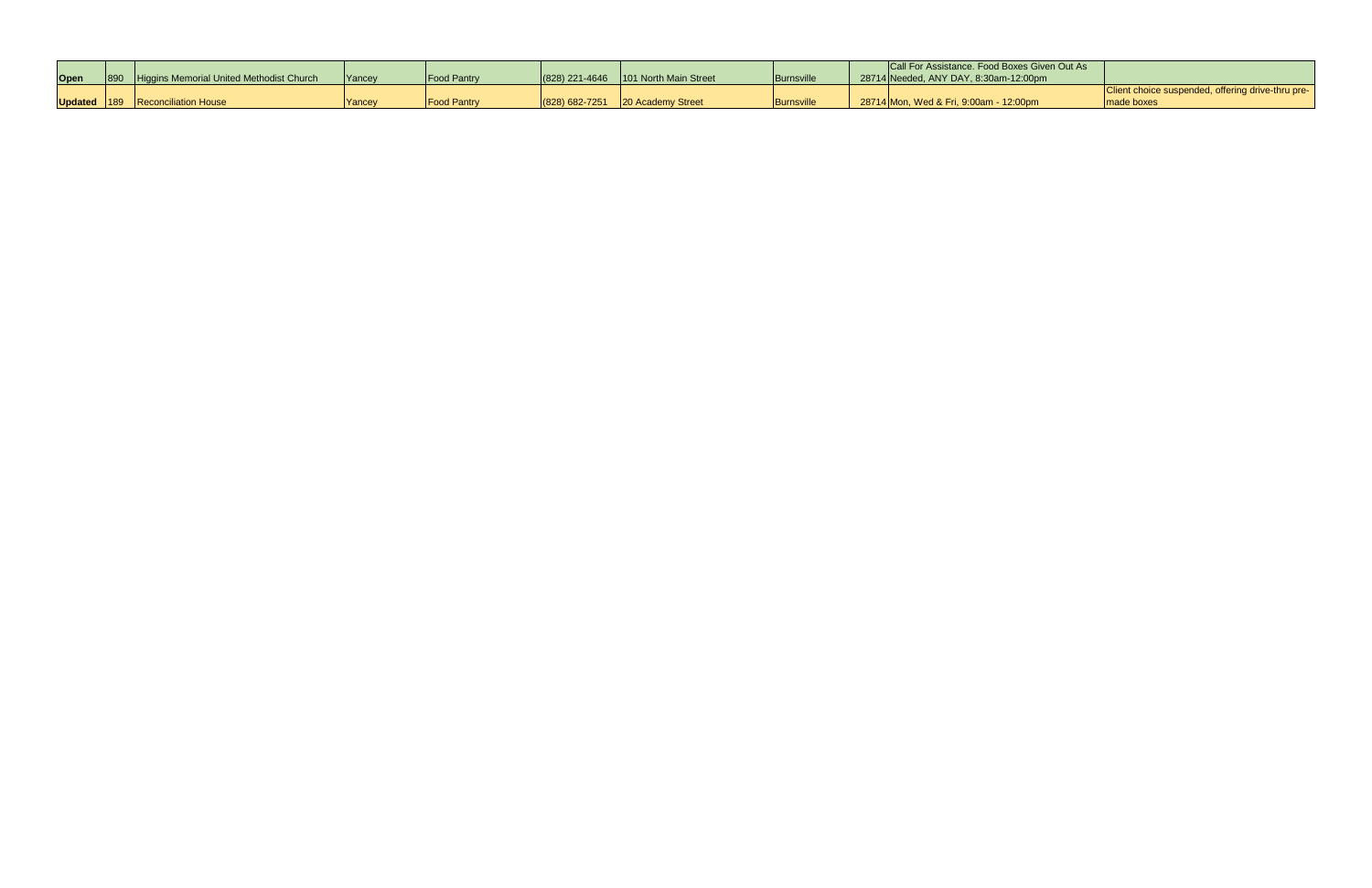| | | | | | | | | | | |
|---|---|---|---|---|---|---|---|---|---|---|
| **Open** | 890 | Higgins Memorial United Methodist Church | Yancey | Food Pantry | (828) 221-4646 | 101 North Main Street | Burnsville | 28714 | Call For Assistance. Food Boxes Given Out As Needed, ANY DAY, 8:30am-12:00pm | |
| **Updated** | 189 | Reconciliation House | Yancey | Food Pantry | (828) 682-7251 | 20 Academy Street | Burnsville | 28714 | Mon, Wed & Fri, 9:00am - 12:00pm | Client choice suspended, offering drive-thru pre-made boxes |